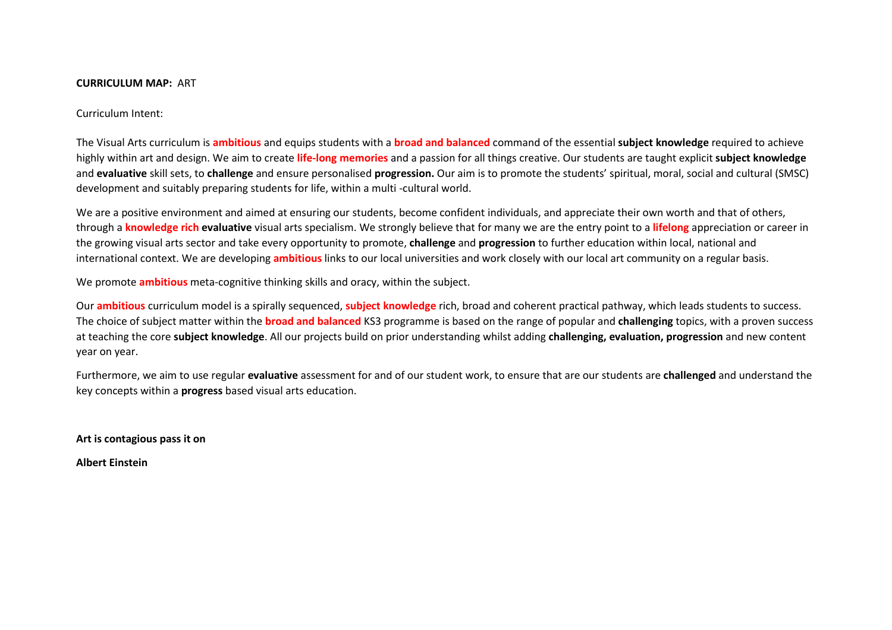**CURRICULUM MAP:** ART

Curriculum Intent:

The Visual Arts curriculum is **ambitious** and equips students with a **broad and balanced** command of the essential **subject knowledge** required to achieve highly within art and design. We aim to create **life-long memories** and a passion for all things creative. Our students are taught explicit **subject knowledge** and **evaluative** skill sets, to **challenge** and ensure personalised **progression.** Our aim is to promote the students' spiritual, moral, social and cultural (SMSC) development and suitably preparing students for life, within a multi -cultural world.

We are a positive environment and aimed at ensuring our students, become confident individuals, and appreciate their own worth and that of others, through a **knowledge rich** **evaluative** visual arts specialism. We strongly believe that for many we are the entry point to a **lifelong** appreciation or career in the growing visual arts sector and take every opportunity to promote, **challenge** and **progression** to further education within local, national and international context. We are developing **ambitious** links to our local universities and work closely with our local art community on a regular basis.

We promote **ambitious** meta-cognitive thinking skills and oracy, within the subject.

Our **ambitious** curriculum model is a spirally sequenced, **subject knowledge** rich, broad and coherent practical pathway, which leads students to success. The choice of subject matter within the **broad and balanced** KS3 programme is based on the range of popular and **challenging** topics, with a proven success at teaching the core **subject knowledge**. All our projects build on prior understanding whilst adding **challenging, evaluation, progression** and new content year on year.

Furthermore, we aim to use regular **evaluative** assessment for and of our student work, to ensure that are our students are **challenged** and understand the key concepts within a **progress** based visual arts education.

**Art is contagious pass it on**

**Albert Einstein**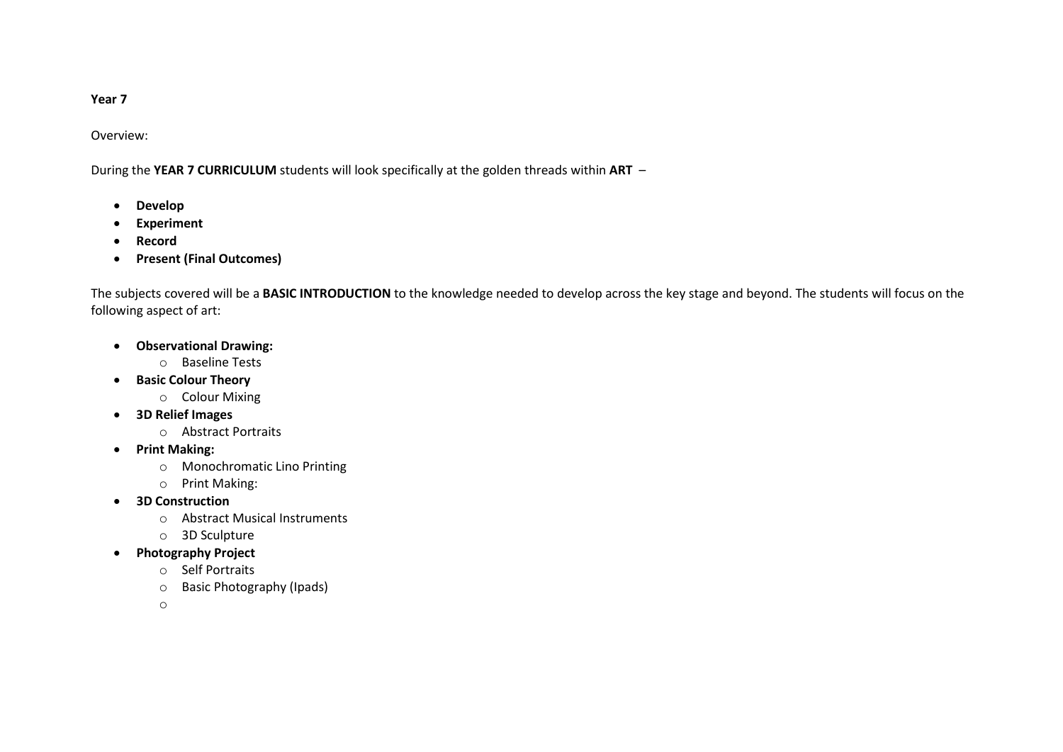**Year 7**

Overview:

During the **YEAR 7 CURRICULUM** students will look specifically at the golden threads within **ART** –

- **Develop**
- **Experiment**
- **Record**
- **Present (Final Outcomes)**

The subjects covered will be a **BASIC INTRODUCTION** to the knowledge needed to develop across the key stage and beyond. The students will focus on the following aspect of art:

- **Observational Drawing:**
  - Baseline Tests
- **Basic Colour Theory**
  - Colour Mixing
- **3D Relief Images**
  - Abstract Portraits
- **Print Making:**
  - Monochromatic Lino Printing
  - Print Making:
- **3D Construction**
  - Abstract Musical Instruments
  - 3D Sculpture
- **Photography Project**
  - Self Portraits
  - Basic Photography (Ipads)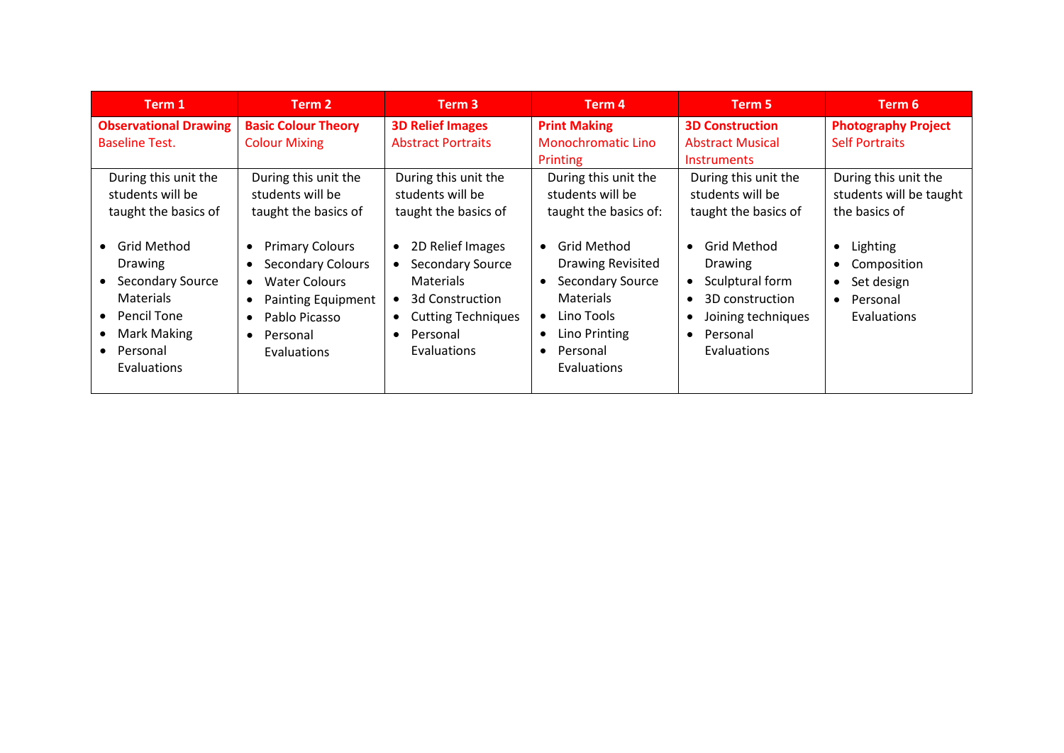| Term 1 | Term 2 | Term 3 | Term 4 | Term 5 | Term 6 |
|---|---|---|---|---|---|
| **Observational Drawing** Baseline Test. | **Basic Colour Theory** Colour Mixing | **3D Relief Images** Abstract Portraits | **Print Making** Monochromatic Lino Printing | **3D Construction** Abstract Musical Instruments | **Photography Project** Self Portraits |
| During this unit the students will be taught the basics of<br><br>• Grid Method Drawing<br>• Secondary Source Materials<br>• Pencil Tone<br>• Mark Making<br>• Personal Evaluations | During this unit the students will be taught the basics of<br><br>• Primary Colours<br>• Secondary Colours<br>• Water Colours<br>• Painting Equipment<br>• Pablo Picasso<br>• Personal Evaluations | During this unit the students will be taught the basics of<br><br>• 2D Relief Images<br>• Secondary Source Materials<br>• 3d Construction<br>• Cutting Techniques<br>• Personal Evaluations | During this unit the students will be taught the basics of:<br><br>• Grid Method Drawing Revisited<br>• Secondary Source Materials<br>• Lino Tools<br>• Lino Printing<br>• Personal Evaluations | During this unit the students will be taught the basics of<br><br>• Grid Method Drawing<br>• Sculptural form<br>• 3D construction<br>• Joining techniques<br>• Personal Evaluations | During this unit the students will be taught the basics of<br><br>• Lighting<br>• Composition<br>• Set design<br>• Personal Evaluations |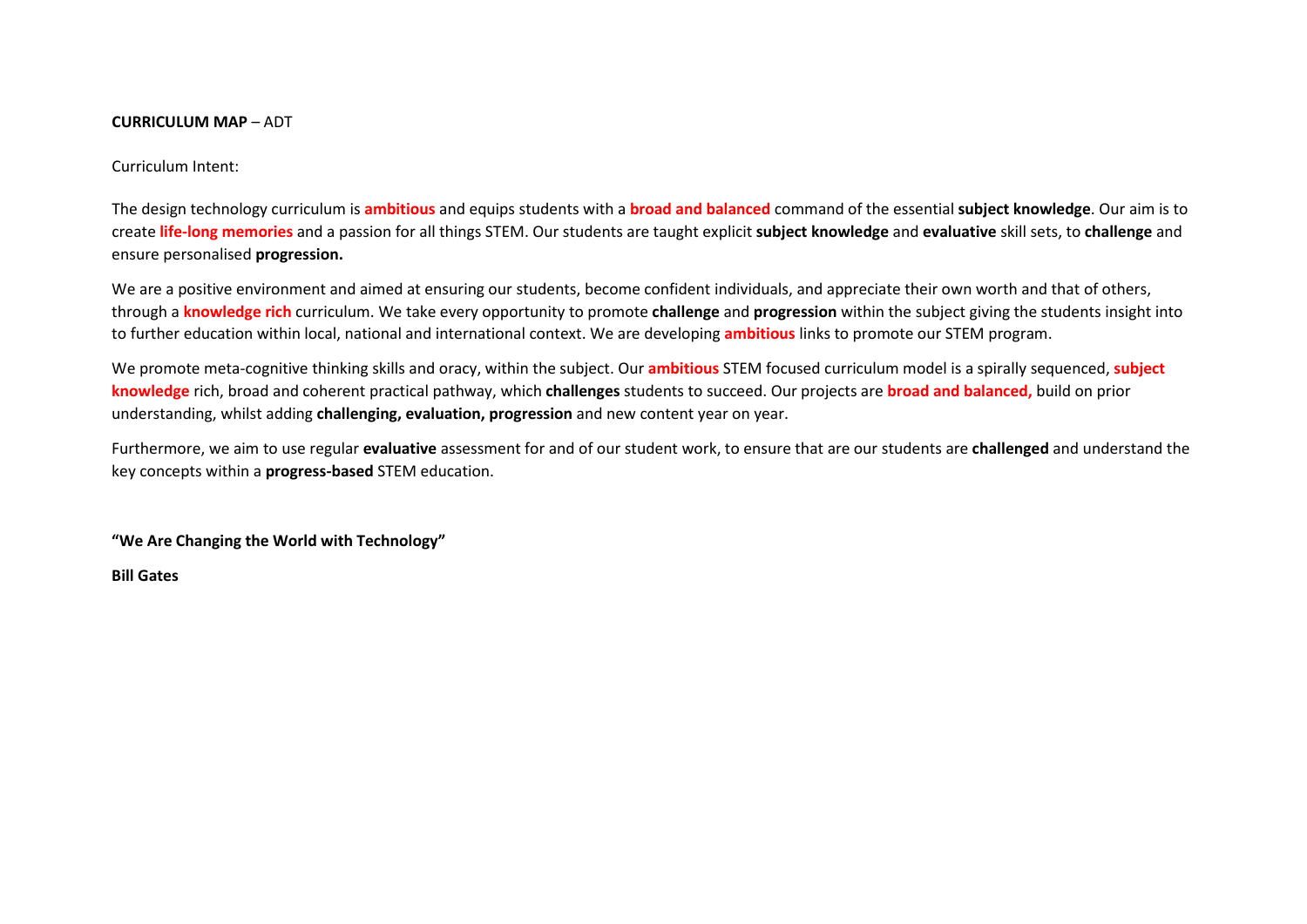**CURRICULUM MAP** – ADT

Curriculum Intent:

The design technology curriculum is **ambitious** and equips students with a **broad and balanced** command of the essential **subject knowledge**. Our aim is to create **life-long memories** and a passion for all things STEM. Our students are taught explicit **subject knowledge** and **evaluative** skill sets, to **challenge** and ensure personalised **progression.**

We are a positive environment and aimed at ensuring our students, become confident individuals, and appreciate their own worth and that of others, through a **knowledge rich** curriculum. We take every opportunity to promote **challenge** and **progression** within the subject giving the students insight into to further education within local, national and international context. We are developing **ambitious** links to promote our STEM program.

We promote meta-cognitive thinking skills and oracy, within the subject. Our **ambitious** STEM focused curriculum model is a spirally sequenced, **subject knowledge** rich, broad and coherent practical pathway, which **challenges** students to succeed. Our projects are **broad and balanced,** build on prior understanding, whilst adding **challenging, evaluation, progression** and new content year on year.

Furthermore, we aim to use regular **evaluative** assessment for and of our student work, to ensure that are our students are **challenged** and understand the key concepts within a **progress-based** STEM education.

**"We Are Changing the World with Technology"**

**Bill Gates**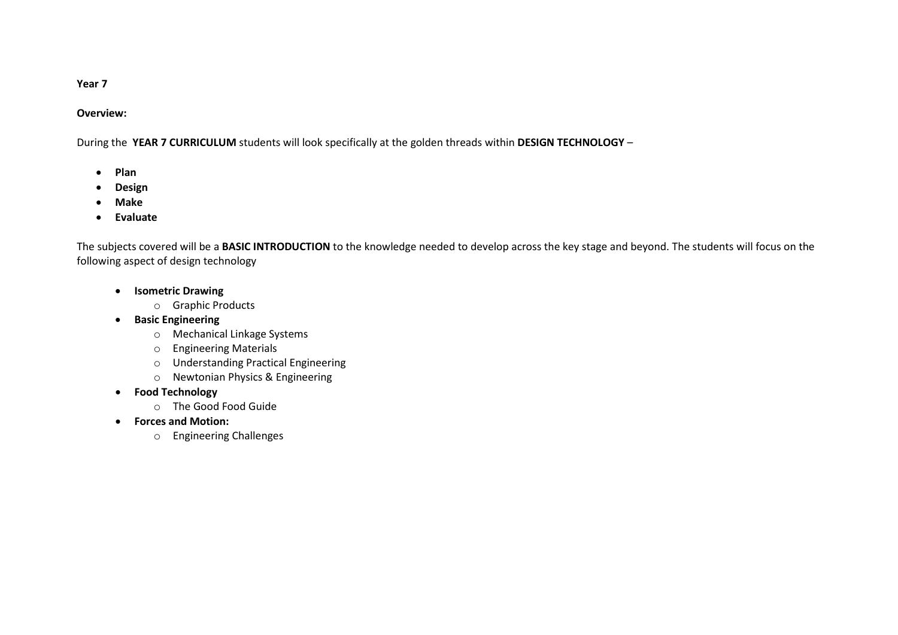**Year 7**

**Overview:**

During the **YEAR 7 CURRICULUM** students will look specifically at the golden threads within **DESIGN TECHNOLOGY** –

- **Plan**
- **Design**
- **Make**
- **Evaluate**

The subjects covered will be a **BASIC INTRODUCTION** to the knowledge needed to develop across the key stage and beyond. The students will focus on the following aspect of design technology

- **Isometric Drawing**
  - Graphic Products
- **Basic Engineering**
  - Mechanical Linkage Systems
  - Engineering Materials
  - Understanding Practical Engineering
  - Newtonian Physics & Engineering
- **Food Technology**
  - The Good Food Guide
- **Forces and Motion:**
  - Engineering Challenges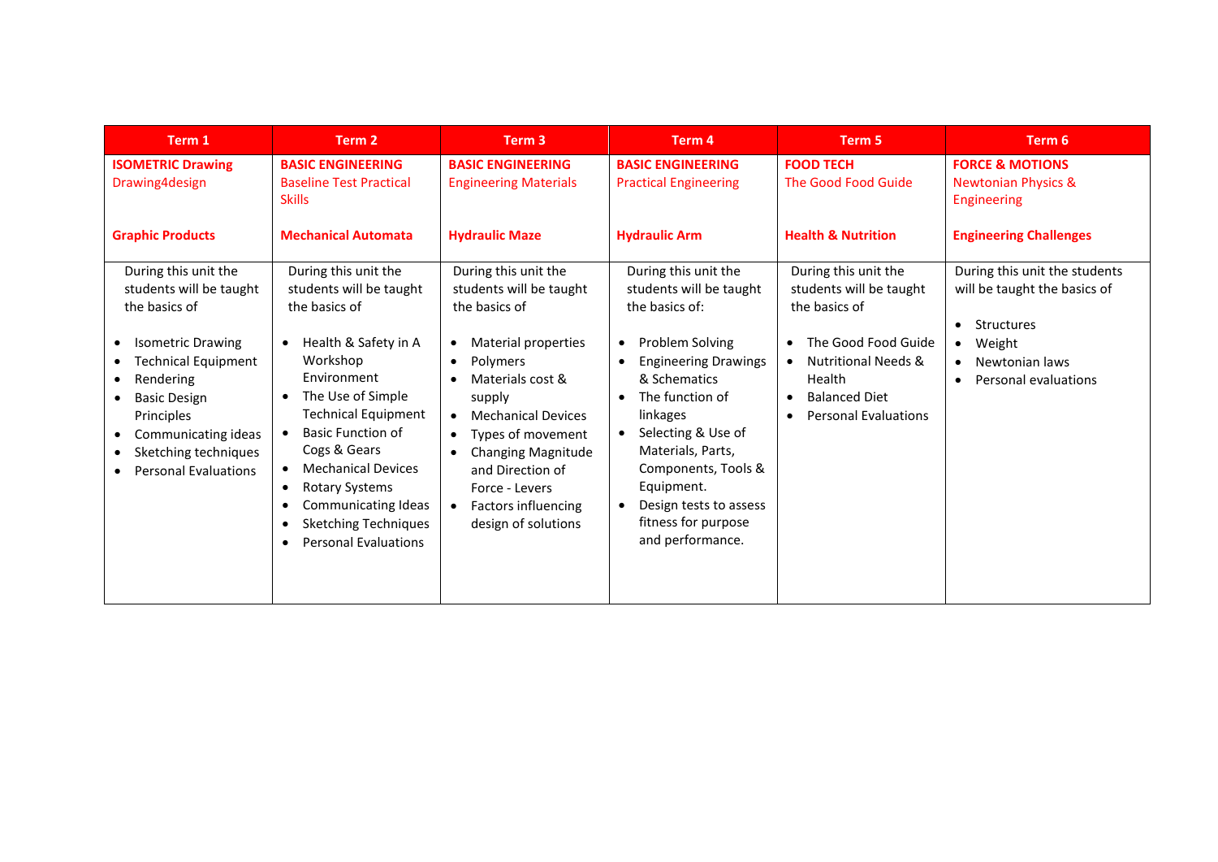| Term 1 | Term 2 | Term 3 | Term 4 | Term 5 | Term 6 |
|---|---|---|---|---|---|
| **ISOMETRIC Drawing** Drawing4design<br><br>**Graphic Products** | **BASIC ENGINEERING** Baseline Test Practical Skills<br><br>**Mechanical Automata** | **BASIC ENGINEERING** Engineering Materials<br><br>**Hydraulic Maze** | **BASIC ENGINEERING** Practical Engineering<br><br>**Hydraulic Arm** | **FOOD TECH** The Good Food Guide<br><br>**Health & Nutrition** | **FORCE & MOTIONS** Newtonian Physics & Engineering<br><br>**Engineering Challenges** |
| During this unit the students will be taught the basics of<br><br>• Isometric Drawing<br>• Technical Equipment<br>• Rendering<br>• Basic Design Principles<br>• Communicating ideas<br>• Sketching techniques<br>• Personal Evaluations | During this unit the students will be taught the basics of<br><br>• Health & Safety in A Workshop Environment<br>• The Use of Simple Technical Equipment<br>• Basic Function of Cogs & Gears<br>• Mechanical Devices<br>• Rotary Systems<br>• Communicating Ideas<br>• Sketching Techniques<br>• Personal Evaluations | During this unit the students will be taught the basics of<br><br>• Material properties<br>• Polymers<br>• Materials cost & supply<br>• Mechanical Devices<br>• Types of movement<br>• Changing Magnitude and Direction of Force - Levers<br>• Factors influencing design of solutions | During this unit the students will be taught the basics of:<br><br>• Problem Solving<br>• Engineering Drawings & Schematics<br>• The function of linkages<br>• Selecting & Use of Materials, Parts, Components, Tools & Equipment.<br>• Design tests to assess fitness for purpose and performance. | During this unit the students will be taught the basics of<br><br>• The Good Food Guide<br>• Nutritional Needs & Health<br>• Balanced Diet<br>• Personal Evaluations | During this unit the students will be taught the basics of<br><br>• Structures<br>• Weight<br>• Newtonian laws<br>• Personal evaluations |